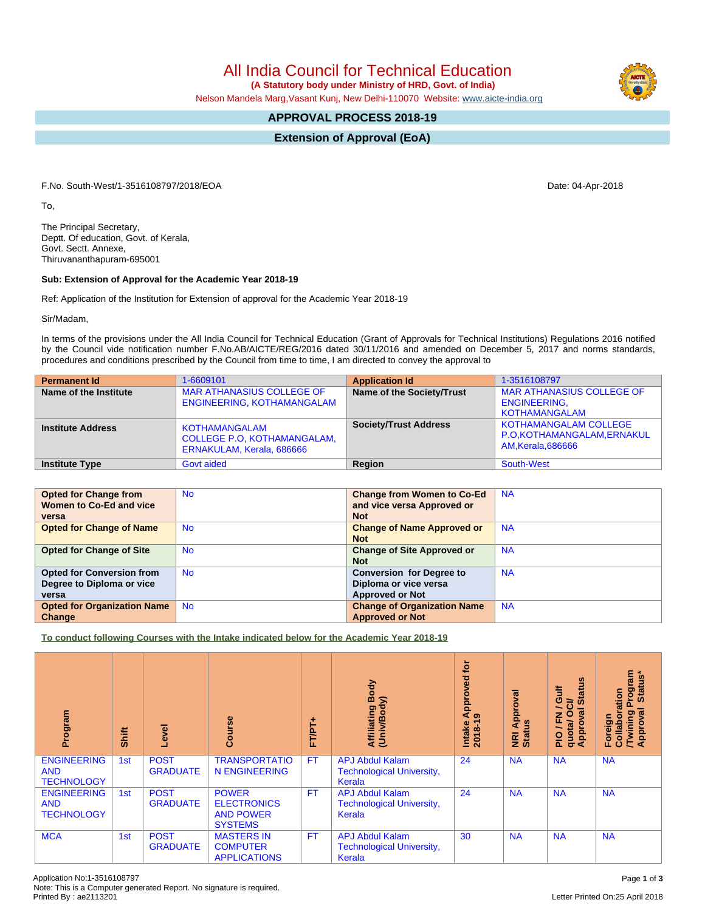# All India Council for Technical Education

**(A Statutory body under Ministry of HRD, Govt. of India)**

Nelson Mandela Marg,Vasant Kunj, New Delhi-110070 Website: www.aicte-india.org

## APPROVAL PROCESS 2018-19

## Extension of Approval (EoA)

F.No. South-West/1-3516108797/2018/EOA

Date: 04-Apr-2018

To,

The Principal Secretary,
Deptt. Of education, Govt. of Kerala,
Govt. Sectt. Annexe,
Thiruvananthapuram-695001

**Sub: Extension of Approval for the Academic Year 2018-19**

Ref: Application of the Institution for Extension of approval for the Academic Year 2018-19

Sir/Madam,

In terms of the provisions under the All India Council for Technical Education (Grant of Approvals for Technical Institutions) Regulations 2016 notified by the Council vide notification number F.No.AB/AICTE/REG/2016 dated 30/11/2016 and amended on December 5, 2017 and norms standards, procedures and conditions prescribed by the Council from time to time, I am directed to convey the approval to

| **Permanent Id** | 1-6609101 | **Application Id** | 1-3516108797 |
|---|---|---|---|
| **Name of the Institute** | MAR ATHANASIUS COLLEGE OF ENGINEERING, KOTHAMANGALAM | **Name of the Society/Trust** | MAR ATHANASIUS COLLEGE OF ENGINEERING, KOTHAMANGALAM |
| **Institute Address** | KOTHAMANGALAM COLLEGE P.O, KOTHAMANGALAM, ERNAKULAM, Kerala, 686666 | **Society/Trust Address** | KOTHAMANGALAM COLLEGE P.O,KOTHAMANGALAM,ERNAKULAM,Kerala,686666 |
| **Institute Type** | Govt aided | **Region** | South-West |

| **Opted for Change from Women to Co-Ed and vice versa** | No | **Change from Women to Co-Ed and vice versa Approved or Not** | NA |
|---|---|---|---|
| **Opted for Change of Name** | No | **Change of Name Approved or Not** | NA |
| **Opted for Change of Site** | No | **Change of Site Approved or Not** | NA |
| **Opted for Conversion from Degree to Diploma or vice versa** | No | **Conversion for Degree to Diploma or vice versa Approved or Not** | NA |
| **Opted for Organization Name Change** | No | **Change of Organization Name Approved or Not** | NA |

**To conduct following Courses with the Intake indicated below for the Academic Year 2018-19**

| Program | Shift | Level | Course | FT/PT+ | Affiliating Body (Univ/Body) | Intake Approved for 2018-19 | NRI Approval Status | PIO / FN / Gulf quota/ OCI/ Approval Status | Foreign Collaboration /Twining Program Approval Status* |
|---|---|---|---|---|---|---|---|---|---|
| ENGINEERING AND TECHNOLOGY | 1st | POST GRADUATE | TRANSPORTATION ENGINEERING | FT | APJ Abdul Kalam Technological University, Kerala | 24 | NA | NA | NA |
| ENGINEERING AND TECHNOLOGY | 1st | POST GRADUATE | POWER ELECTRONICS AND POWER SYSTEMS | FT | APJ Abdul Kalam Technological University, Kerala | 24 | NA | NA | NA |
| MCA | 1st | POST GRADUATE | MASTERS IN COMPUTER APPLICATIONS | FT | APJ Abdul Kalam Technological University, Kerala | 30 | NA | NA | NA |

Application No:1-3516108797
Note: This is a Computer generated Report. No signature is required.
Printed By : ae2113201

Letter Printed On:25 April 2018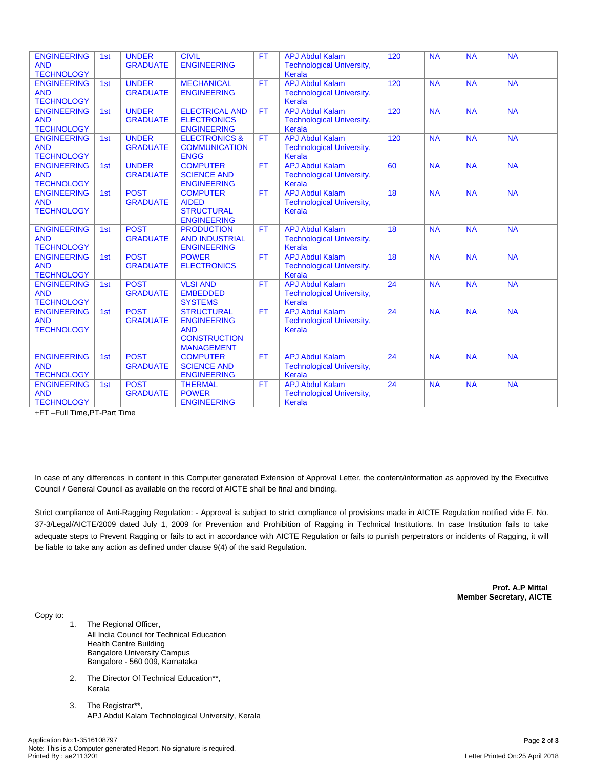| | | | | | | | | | |
|---|---|---|---|---|---|---|---|---|---|
| ENGINEERING AND TECHNOLOGY | 1st | UNDER GRADUATE | CIVIL ENGINEERING | FT | APJ Abdul Kalam Technological University, Kerala | 120 | NA | NA | NA |
| ENGINEERING AND TECHNOLOGY | 1st | UNDER GRADUATE | MECHANICAL ENGINEERING | FT | APJ Abdul Kalam Technological University, Kerala | 120 | NA | NA | NA |
| ENGINEERING AND TECHNOLOGY | 1st | UNDER GRADUATE | ELECTRICAL AND ELECTRONICS ENGINEERING | FT | APJ Abdul Kalam Technological University, Kerala | 120 | NA | NA | NA |
| ENGINEERING AND TECHNOLOGY | 1st | UNDER GRADUATE | ELECTRONICS & COMMUNICATION ENGG | FT | APJ Abdul Kalam Technological University, Kerala | 120 | NA | NA | NA |
| ENGINEERING AND TECHNOLOGY | 1st | UNDER GRADUATE | COMPUTER SCIENCE AND ENGINEERING | FT | APJ Abdul Kalam Technological University, Kerala | 60 | NA | NA | NA |
| ENGINEERING AND TECHNOLOGY | 1st | POST GRADUATE | COMPUTER AIDED STRUCTURAL ENGINEERING | FT | APJ Abdul Kalam Technological University, Kerala | 18 | NA | NA | NA |
| ENGINEERING AND TECHNOLOGY | 1st | POST GRADUATE | PRODUCTION AND INDUSTRIAL ENGINEERING | FT | APJ Abdul Kalam Technological University, Kerala | 18 | NA | NA | NA |
| ENGINEERING AND TECHNOLOGY | 1st | POST GRADUATE | POWER ELECTRONICS | FT | APJ Abdul Kalam Technological University, Kerala | 18 | NA | NA | NA |
| ENGINEERING AND TECHNOLOGY | 1st | POST GRADUATE | VLSI AND EMBEDDED SYSTEMS | FT | APJ Abdul Kalam Technological University, Kerala | 24 | NA | NA | NA |
| ENGINEERING AND TECHNOLOGY | 1st | POST GRADUATE | STRUCTURAL ENGINEERING AND CONSTRUCTION MANAGEMENT | FT | APJ Abdul Kalam Technological University, Kerala | 24 | NA | NA | NA |
| ENGINEERING AND TECHNOLOGY | 1st | POST GRADUATE | COMPUTER SCIENCE AND ENGINEERING | FT | APJ Abdul Kalam Technological University, Kerala | 24 | NA | NA | NA |
| ENGINEERING AND TECHNOLOGY | 1st | POST GRADUATE | THERMAL POWER ENGINEERING | FT | APJ Abdul Kalam Technological University, Kerala | 24 | NA | NA | NA |

+FT –Full Time,PT-Part Time

In case of any differences in content in this Computer generated Extension of Approval Letter, the content/information as approved by the Executive Council / General Council as available on the record of AICTE shall be final and binding.

Strict compliance of Anti-Ragging Regulation: - Approval is subject to strict compliance of provisions made in AICTE Regulation notified vide F. No. 37-3/Legal/AICTE/2009 dated July 1, 2009 for Prevention and Prohibition of Ragging in Technical Institutions. In case Institution fails to take adequate steps to Prevent Ragging or fails to act in accordance with AICTE Regulation or fails to punish perpetrators or incidents of Ragging, it will be liable to take any action as defined under clause 9(4) of the said Regulation.

**Prof. A.P Mittal**
**Member Secretary, AICTE**

Copy to:

1. The Regional Officer,
   All India Council for Technical Education
   Health Centre Building
   Bangalore University Campus
   Bangalore - 560 009, Karnataka

2. The Director Of Technical Education**,
   Kerala

3. The Registrar**,
   APJ Abdul Kalam Technological University, Kerala

Application No:1-3516108797
Note: This is a Computer generated Report. No signature is required.
Printed By : ae2113201

Letter Printed On:25 April 2018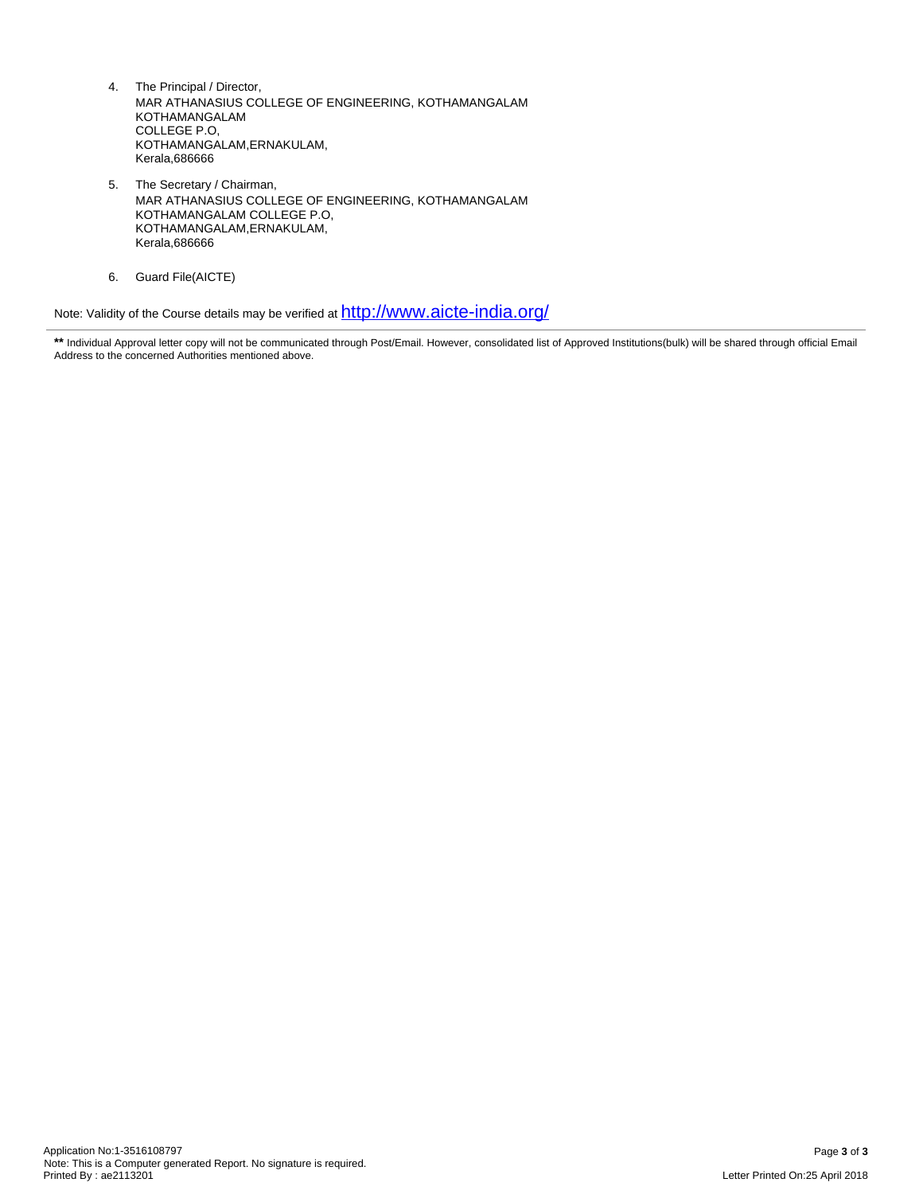4. The Principal / Director,
   MAR ATHANASIUS COLLEGE OF ENGINEERING, KOTHAMANGALAM
   KOTHAMANGALAM
   COLLEGE P.O,
   KOTHAMANGALAM,ERNAKULAM,
   Kerala,686666

5. The Secretary / Chairman,
   MAR ATHANASIUS COLLEGE OF ENGINEERING, KOTHAMANGALAM
   KOTHAMANGALAM COLLEGE P.O,
   KOTHAMANGALAM,ERNAKULAM,
   Kerala,686666

6. Guard File(AICTE)

Note: Validity of the Course details may be verified at http://www.aicte-india.org/

---

**\*\*** Individual Approval letter copy will not be communicated through Post/Email. However, consolidated list of Approved Institutions(bulk) will be shared through official Email Address to the concerned Authorities mentioned above.

Application No:1-3516108797
Note: This is a Computer generated Report. No signature is required.
Printed By : ae2113201

Letter Printed On:25 April 2018